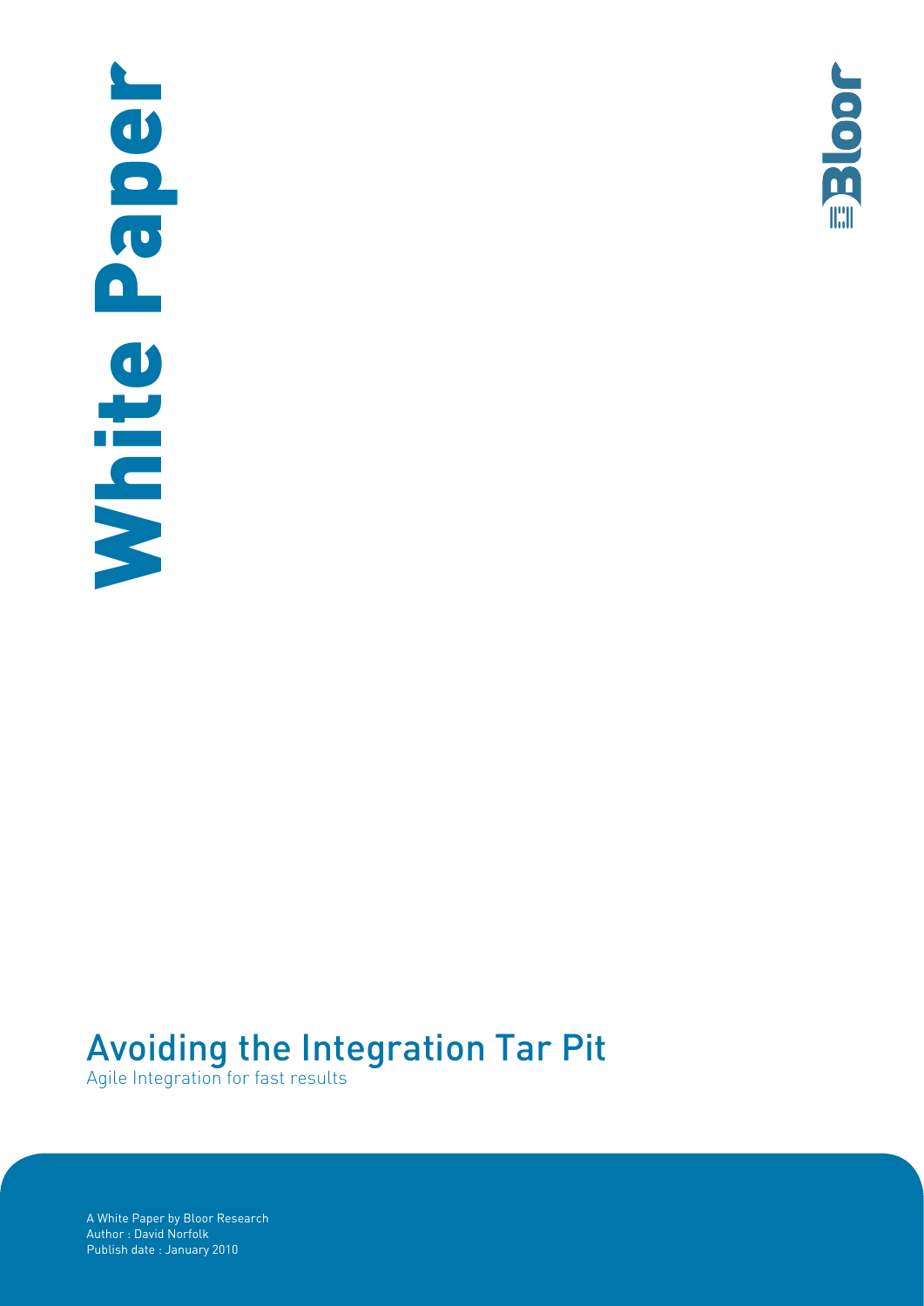White Paper

# Avoiding the Integration Tar Pit

Agile Integration for fast results

A White Paper by Bloor Research
Author : David Norfolk
Publish date : January 2010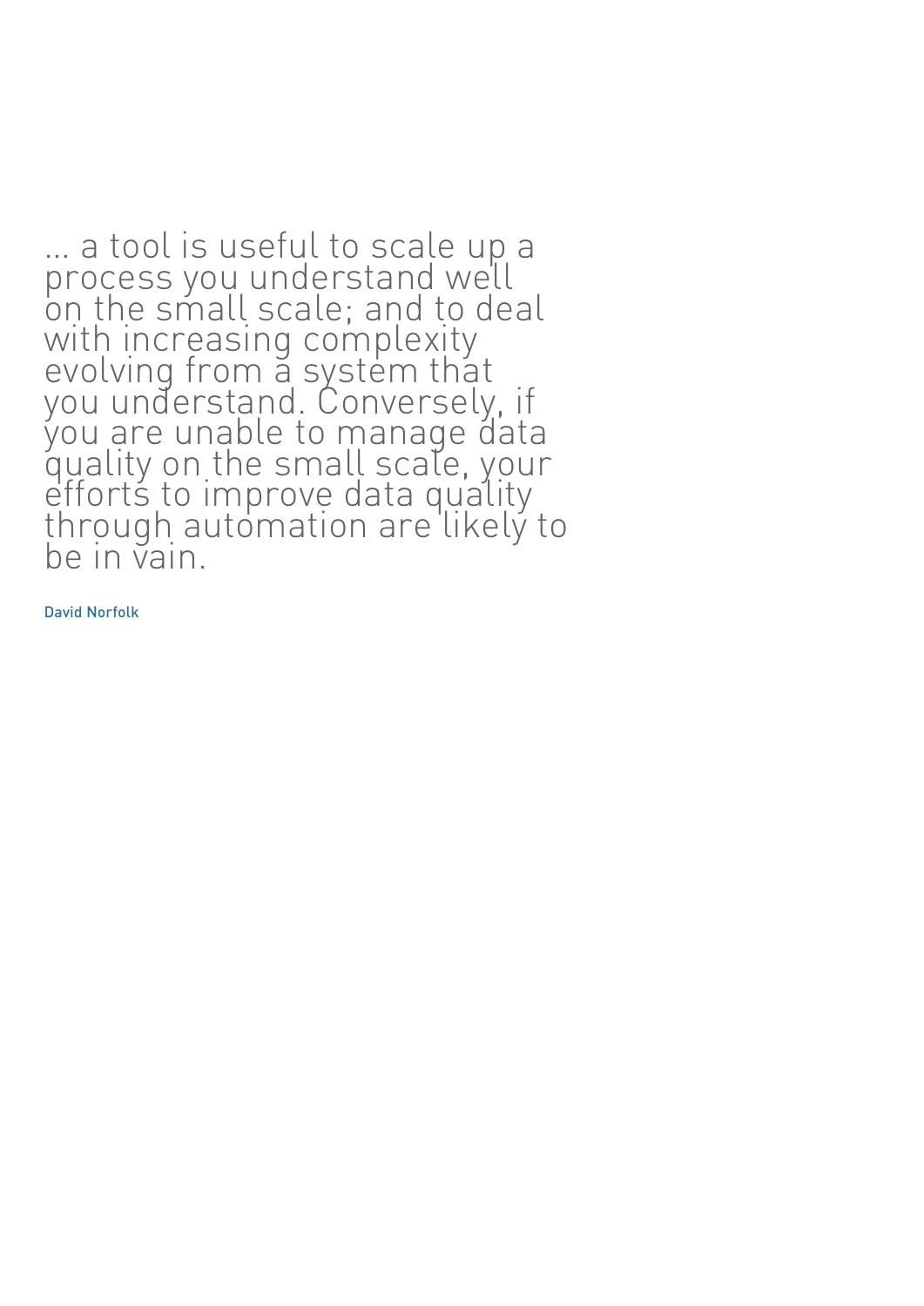… a tool is useful to scale up a process you understand well on the small scale; and to deal with increasing complexity evolving from a system that you understand. Conversely, if you are unable to manage data quality on the small scale, your efforts to improve data quality through automation are likely to be in vain.

David Norfolk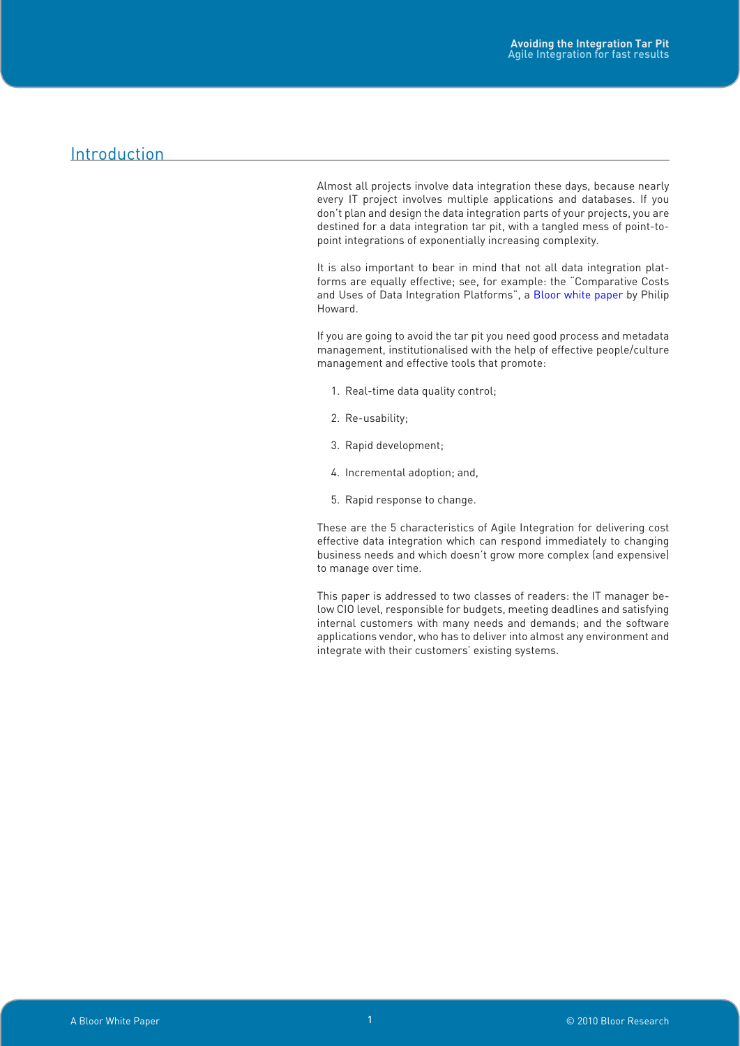## Introduction

Almost all projects involve data integration these days, because nearly every IT project involves multiple applications and databases. If you don't plan and design the data integration parts of your projects, you are destined for a data integration tar pit, with a tangled mess of point-to-point integrations of exponentially increasing complexity.

It is also important to bear in mind that not all data integration platforms are equally effective; see, for example: the "Comparative Costs and Uses of Data Integration Platforms", a Bloor white paper by Philip Howard.

If you are going to avoid the tar pit you need good process and metadata management, institutionalised with the help of effective people/culture management and effective tools that promote:

1. Real-time data quality control;
2. Re-usability;
3. Rapid development;
4. Incremental adoption; and,
5. Rapid response to change.

These are the 5 characteristics of Agile Integration for delivering cost effective data integration which can respond immediately to changing business needs and which doesn't grow more complex (and expensive) to manage over time.

This paper is addressed to two classes of readers: the IT manager below CIO level, responsible for budgets, meeting deadlines and satisfying internal customers with many needs and demands; and the software applications vendor, who has to deliver into almost any environment and integrate with their customers' existing systems.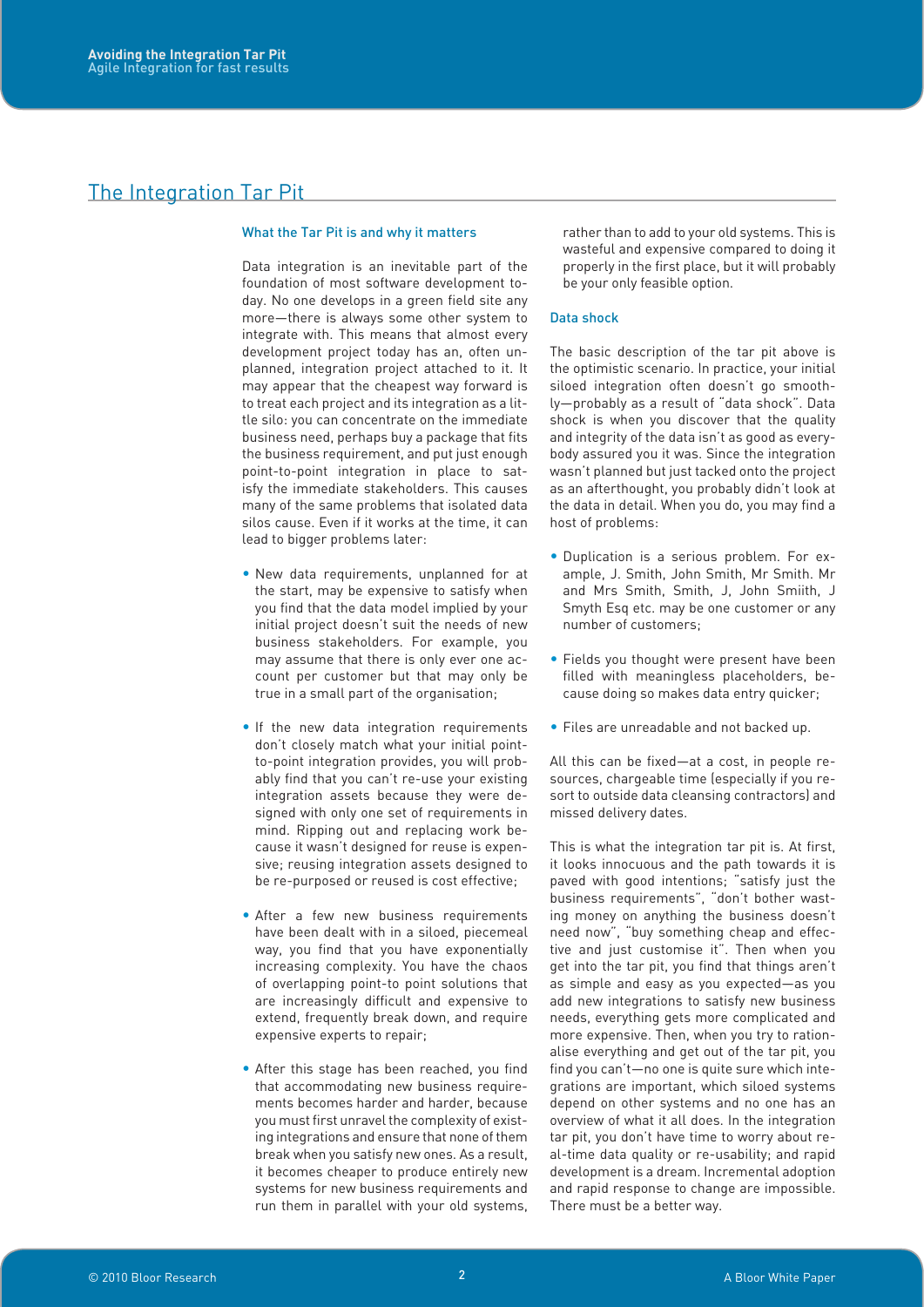# The Integration Tar Pit

### What the Tar Pit is and why it matters

Data integration is an inevitable part of the foundation of most software development today. No one develops in a green field site any more—there is always some other system to integrate with. This means that almost every development project today has an, often unplanned, integration project attached to it. It may appear that the cheapest way forward is to treat each project and its integration as a little silo: you can concentrate on the immediate business need, perhaps buy a package that fits the business requirement, and put just enough point-to-point integration in place to satisfy the immediate stakeholders. This causes many of the same problems that isolated data silos cause. Even if it works at the time, it can lead to bigger problems later:

- New data requirements, unplanned for at the start, may be expensive to satisfy when you find that the data model implied by your initial project doesn't suit the needs of new business stakeholders. For example, you may assume that there is only ever one account per customer but that may only be true in a small part of the organisation;
- If the new data integration requirements don't closely match what your initial point-to-point integration provides, you will probably find that you can't re-use your existing integration assets because they were designed with only one set of requirements in mind. Ripping out and replacing work because it wasn't designed for reuse is expensive; reusing integration assets designed to be re-purposed or reused is cost effective;
- After a few new business requirements have been dealt with in a siloed, piecemeal way, you find that you have exponentially increasing complexity. You have the chaos of overlapping point-to point solutions that are increasingly difficult and expensive to extend, frequently break down, and require expensive experts to repair;
- After this stage has been reached, you find that accommodating new business requirements becomes harder and harder, because you must first unravel the complexity of existing integrations and ensure that none of them break when you satisfy new ones. As a result, it becomes cheaper to produce entirely new systems for new business requirements and run them in parallel with your old systems, rather than to add to your old systems. This is wasteful and expensive compared to doing it properly in the first place, but it will probably be your only feasible option.

### Data shock

The basic description of the tar pit above is the optimistic scenario. In practice, your initial siloed integration often doesn't go smoothly—probably as a result of "data shock". Data shock is when you discover that the quality and integrity of the data isn't as good as everybody assured you it was. Since the integration wasn't planned but just tacked onto the project as an afterthought, you probably didn't look at the data in detail. When you do, you may find a host of problems:

- Duplication is a serious problem. For example, J. Smith, John Smith, Mr Smith. Mr and Mrs Smith, Smith, J, John Smiith, J Smyth Esq etc. may be one customer or any number of customers;
- Fields you thought were present have been filled with meaningless placeholders, because doing so makes data entry quicker;
- Files are unreadable and not backed up.

All this can be fixed—at a cost, in people resources, chargeable time (especially if you resort to outside data cleansing contractors) and missed delivery dates.

This is what the integration tar pit is. At first, it looks innocuous and the path towards it is paved with good intentions; "satisfy just the business requirements", "don't bother wasting money on anything the business doesn't need now", "buy something cheap and effective and just customise it". Then when you get into the tar pit, you find that things aren't as simple and easy as you expected—as you add new integrations to satisfy new business needs, everything gets more complicated and more expensive. Then, when you try to rationalise everything and get out of the tar pit, you find you can't—no one is quite sure which integrations are important, which siloed systems depend on other systems and no one has an overview of what it all does. In the integration tar pit, you don't have time to worry about real-time data quality or re-usability; and rapid development is a dream. Incremental adoption and rapid response to change are impossible. There must be a better way.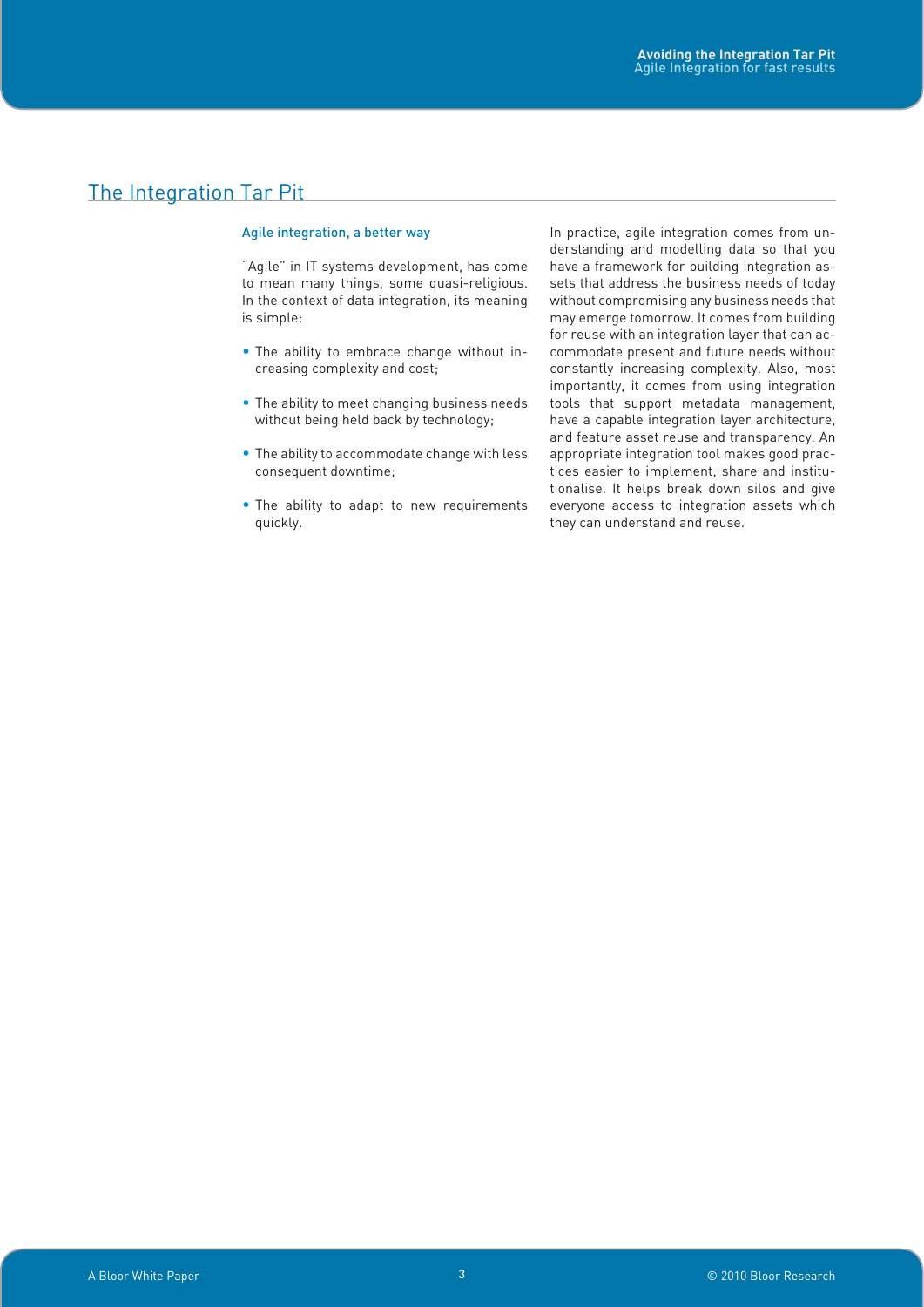## The Integration Tar Pit

### Agile integration, a better way

"Agile" in IT systems development, has come to mean many things, some quasi-religious. In the context of data integration, its meaning is simple:

- The ability to embrace change without increasing complexity and cost;
- The ability to meet changing business needs without being held back by technology;
- The ability to accommodate change with less consequent downtime;
- The ability to adapt to new requirements quickly.

In practice, agile integration comes from understanding and modelling data so that you have a framework for building integration assets that address the business needs of today without compromising any business needs that may emerge tomorrow. It comes from building for reuse with an integration layer that can accommodate present and future needs without constantly increasing complexity. Also, most importantly, it comes from using integration tools that support metadata management, have a capable integration layer architecture, and feature asset reuse and transparency. An appropriate integration tool makes good practices easier to implement, share and institutionalise. It helps break down silos and give everyone access to integration assets which they can understand and reuse.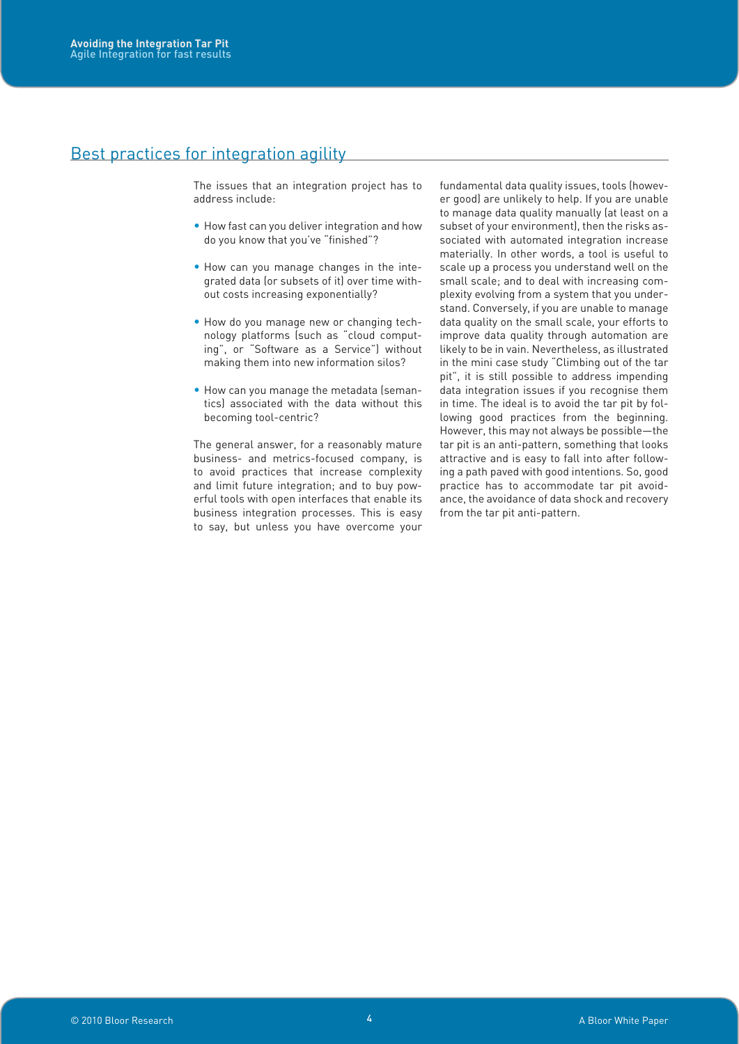## Best practices for integration agility

The issues that an integration project has to address include:

- How fast can you deliver integration and how do you know that you've "finished"?
- How can you manage changes in the integrated data (or subsets of it) over time without costs increasing exponentially?
- How do you manage new or changing technology platforms (such as "cloud computing", or "Software as a Service") without making them into new information silos?
- How can you manage the metadata (semantics) associated with the data without this becoming tool-centric?

The general answer, for a reasonably mature business- and metrics-focused company, is to avoid practices that increase complexity and limit future integration; and to buy powerful tools with open interfaces that enable its business integration processes. This is easy to say, but unless you have overcome your fundamental data quality issues, tools (however good) are unlikely to help. If you are unable to manage data quality manually (at least on a subset of your environment), then the risks associated with automated integration increase materially. In other words, a tool is useful to scale up a process you understand well on the small scale; and to deal with increasing complexity evolving from a system that you understand. Conversely, if you are unable to manage data quality on the small scale, your efforts to improve data quality through automation are likely to be in vain. Nevertheless, as illustrated in the mini case study "Climbing out of the tar pit", it is still possible to address impending data integration issues if you recognise them in time. The ideal is to avoid the tar pit by following good practices from the beginning. However, this may not always be possible—the tar pit is an anti-pattern, something that looks attractive and is easy to fall into after following a path paved with good intentions. So, good practice has to accommodate tar pit avoidance, the avoidance of data shock and recovery from the tar pit anti-pattern.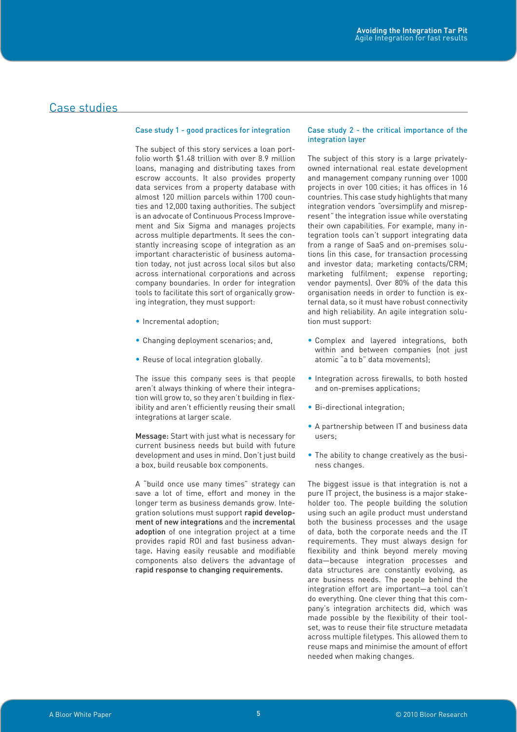## Case studies

### Case study 1 - good practices for integration

The subject of this story services a loan portfolio worth $1.48 trillion with over 8.9 million loans, managing and distributing taxes from escrow accounts. It also provides property data services from a property database with almost 120 million parcels within 1700 counties and 12,000 taxing authorities. The subject is an advocate of Continuous Process Improvement and Six Sigma and manages projects across multiple departments. It sees the constantly increasing scope of integration as an important characteristic of business automation today, not just across local silos but also across international corporations and across company boundaries. In order for integration tools to facilitate this sort of organically growing integration, they must support:

- Incremental adoption;
- Changing deployment scenarios; and,
- Reuse of local integration globally.

The issue this company sees is that people aren't always thinking of where their integration will grow to, so they aren't building in flexibility and aren't efficiently reusing their small integrations at larger scale.

**Message:** Start with just what is necessary for current business needs but build with future development and uses in mind. Don't just build a box, build reusable box components.

A "build once use many times" strategy can save a lot of time, effort and money in the longer term as business demands grow. Integration solutions must support **rapid development of new integrations** and the **incremental adoption** of one integration project at a time provides rapid ROI and fast business advantage**.** Having easily reusable and modifiable components also delivers the advantage of **rapid response to changing requirements.**

### Case study 2 - the critical importance of the integration layer

The subject of this story is a large privately-owned international real estate development and management company running over 1000 projects in over 100 cities; it has offices in 16 countries. This case study highlights that many integration vendors "oversimplify and misrepresent" the integration issue while overstating their own capabilities. For example, many integration tools can't support integrating data from a range of SaaS and on-premises solutions (in this case, for transaction processing and investor data; marketing contacts/CRM; marketing fulfilment; expense reporting; vendor payments). Over 80% of the data this organisation needs in order to function is external data, so it must have robust connectivity and high reliability. An agile integration solution must support:

- Complex and layered integrations, both within and between companies (not just atomic "a to b" data movements);
- Integration across firewalls, to both hosted and on-premises applications;
- Bi-directional integration;
- A partnership between IT and business data users;
- The ability to change creatively as the business changes.

The biggest issue is that integration is not a pure IT project, the business is a major stakeholder too. The people building the solution using such an agile product must understand both the business processes and the usage of data, both the corporate needs and the IT requirements. They must always design for flexibility and think beyond merely moving data—because integration processes and data structures are constantly evolving, as are business needs. The people behind the integration effort are important—a tool can't do everything. One clever thing that this company's integration architects did, which was made possible by the flexibility of their toolset, was to reuse their file structure metadata across multiple filetypes. This allowed them to reuse maps and minimise the amount of effort needed when making changes.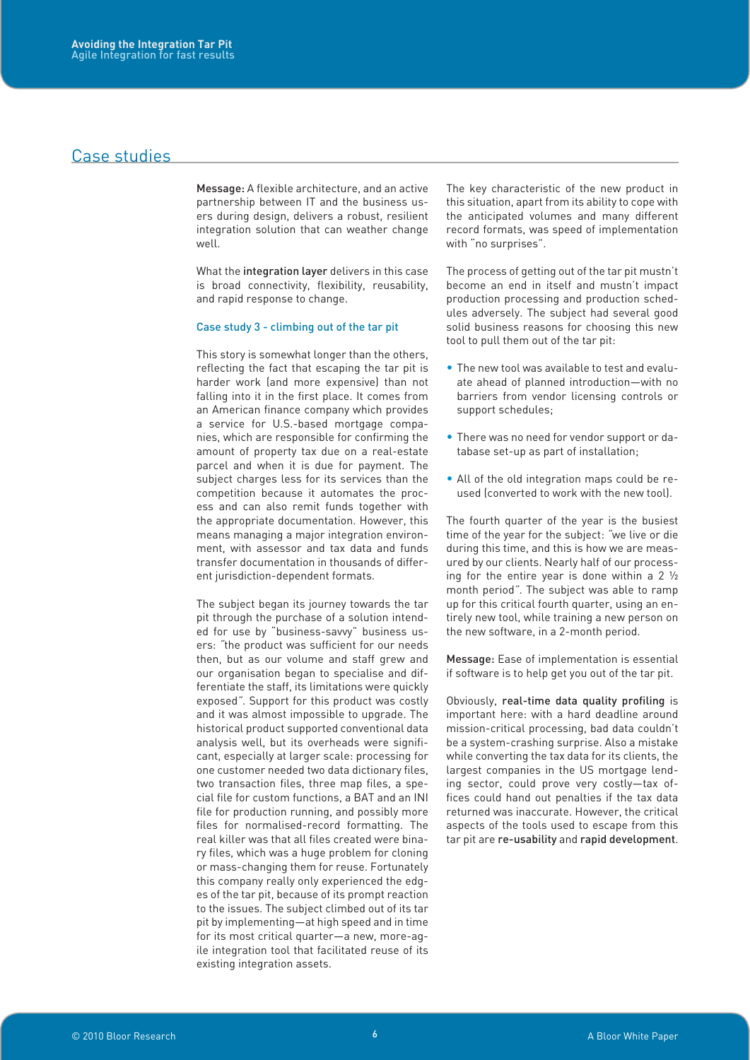## Case studies

**Message:** A flexible architecture, and an active partnership between IT and the business users during design, delivers a robust, resilient integration solution that can weather change well.

What the **integration layer** delivers in this case is broad connectivity, flexibility, reusability, and rapid response to change.

### Case study 3 - climbing out of the tar pit

This story is somewhat longer than the others, reflecting the fact that escaping the tar pit is harder work (and more expensive) than not falling into it in the first place. It comes from an American finance company which provides a service for U.S.-based mortgage companies, which are responsible for confirming the amount of property tax due on a real-estate parcel and when it is due for payment. The subject charges less for its services than the competition because it automates the process and can also remit funds together with the appropriate documentation. However, this means managing a major integration environment, with assessor and tax data and funds transfer documentation in thousands of different jurisdiction-dependent formats.

The subject began its journey towards the tar pit through the purchase of a solution intended for use by "business-savvy" business users: "the product was sufficient for our needs then, but as our volume and staff grew and our organisation began to specialise and differentiate the staff, its limitations were quickly exposed". Support for this product was costly and it was almost impossible to upgrade. The historical product supported conventional data analysis well, but its overheads were significant, especially at larger scale: processing for one customer needed two data dictionary files, two transaction files, three map files, a special file for custom functions, a BAT and an INI file for production running, and possibly more files for normalised-record formatting. The real killer was that all files created were binary files, which was a huge problem for cloning or mass-changing them for reuse. Fortunately this company really only experienced the edges of the tar pit, because of its prompt reaction to the issues. The subject climbed out of its tar pit by implementing—at high speed and in time for its most critical quarter—a new, more-agile integration tool that facilitated reuse of its existing integration assets.

The key characteristic of the new product in this situation, apart from its ability to cope with the anticipated volumes and many different record formats, was speed of implementation with "no surprises".

The process of getting out of the tar pit mustn't become an end in itself and mustn't impact production processing and production schedules adversely. The subject had several good solid business reasons for choosing this new tool to pull them out of the tar pit:

- The new tool was available to test and evaluate ahead of planned introduction—with no barriers from vendor licensing controls or support schedules;
- There was no need for vendor support or database set-up as part of installation;
- All of the old integration maps could be reused (converted to work with the new tool).

The fourth quarter of the year is the busiest time of the year for the subject: "we live or die during this time, and this is how we are measured by our clients. Nearly half of our processing for the entire year is done within a 2 ½ month period". The subject was able to ramp up for this critical fourth quarter, using an entirely new tool, while training a new person on the new software, in a 2-month period.

**Message:** Ease of implementation is essential if software is to help get you out of the tar pit.

Obviously, **real-time data quality profiling** is important here: with a hard deadline around mission-critical processing, bad data couldn't be a system-crashing surprise. Also a mistake while converting the tax data for its clients, the largest companies in the US mortgage lending sector, could prove very costly—tax offices could hand out penalties if the tax data returned was inaccurate. However, the critical aspects of the tools used to escape from this tar pit are **re-usability** and **rapid development**.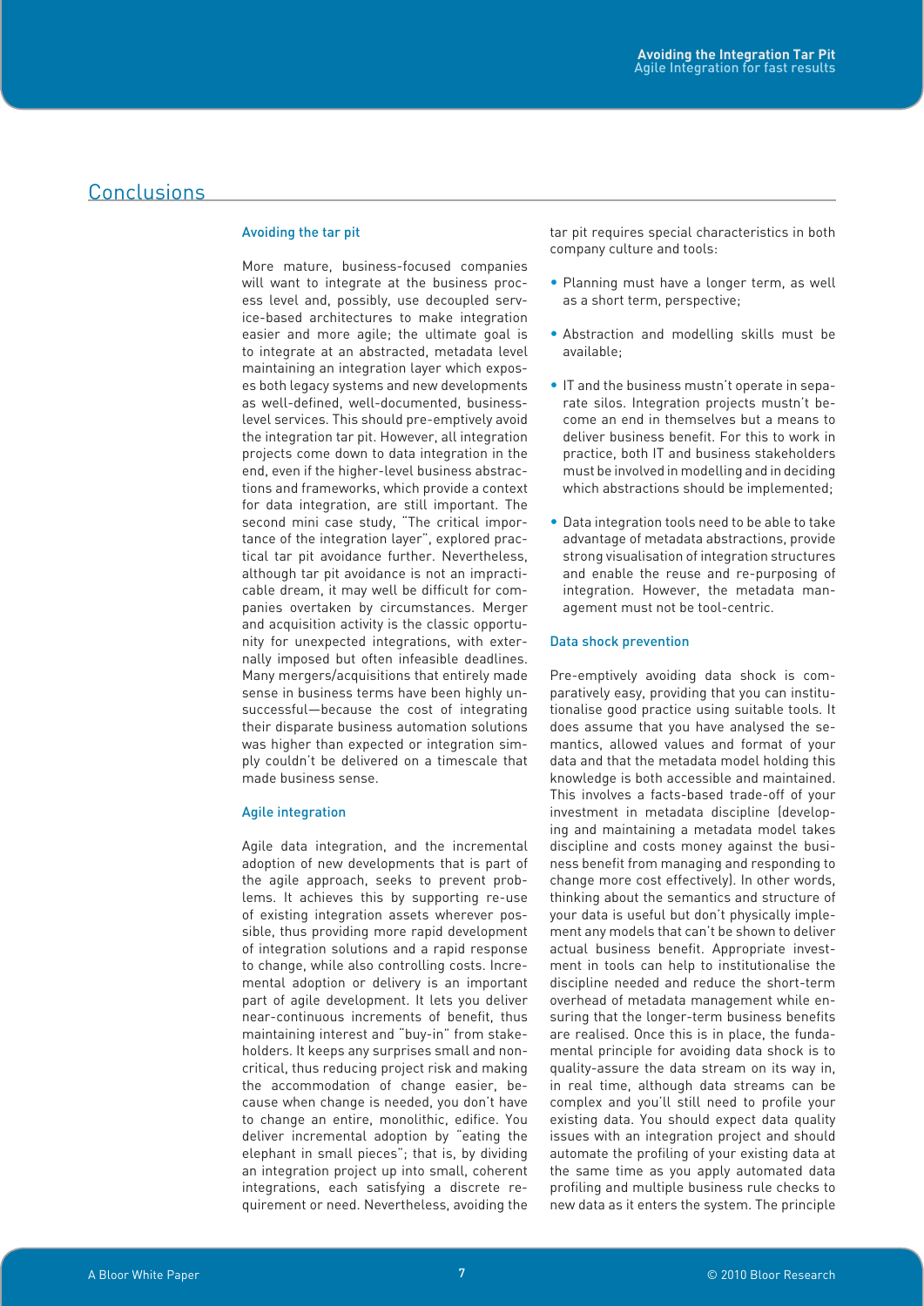## Conclusions

### Avoiding the tar pit

More mature, business-focused companies will want to integrate at the business process level and, possibly, use decoupled service-based architectures to make integration easier and more agile; the ultimate goal is to integrate at an abstracted, metadata level maintaining an integration layer which exposes both legacy systems and new developments as well-defined, well-documented, business-level services. This should pre-emptively avoid the integration tar pit. However, all integration projects come down to data integration in the end, even if the higher-level business abstractions and frameworks, which provide a context for data integration, are still important. The second mini case study, "The critical importance of the integration layer", explored practical tar pit avoidance further. Nevertheless, although tar pit avoidance is not an impracticable dream, it may well be difficult for companies overtaken by circumstances. Merger and acquisition activity is the classic opportunity for unexpected integrations, with externally imposed but often infeasible deadlines. Many mergers/acquisitions that entirely made sense in business terms have been highly unsuccessful—because the cost of integrating their disparate business automation solutions was higher than expected or integration simply couldn't be delivered on a timescale that made business sense.

### Agile integration

Agile data integration, and the incremental adoption of new developments that is part of the agile approach, seeks to prevent problems. It achieves this by supporting re-use of existing integration assets wherever possible, thus providing more rapid development of integration solutions and a rapid response to change, while also controlling costs. Incremental adoption or delivery is an important part of agile development. It lets you deliver near-continuous increments of benefit, thus maintaining interest and "buy-in" from stakeholders. It keeps any surprises small and non-critical, thus reducing project risk and making the accommodation of change easier, because when change is needed, you don't have to change an entire, monolithic, edifice. You deliver incremental adoption by "eating the elephant in small pieces"; that is, by dividing an integration project up into small, coherent integrations, each satisfying a discrete requirement or need. Nevertheless, avoiding the tar pit requires special characteristics in both company culture and tools:

- Planning must have a longer term, as well as a short term, perspective;
- Abstraction and modelling skills must be available;
- IT and the business mustn't operate in separate silos. Integration projects mustn't become an end in themselves but a means to deliver business benefit. For this to work in practice, both IT and business stakeholders must be involved in modelling and in deciding which abstractions should be implemented;
- Data integration tools need to be able to take advantage of metadata abstractions, provide strong visualisation of integration structures and enable the reuse and re-purposing of integration. However, the metadata management must not be tool-centric.

### Data shock prevention

Pre-emptively avoiding data shock is comparatively easy, providing that you can institutionalise good practice using suitable tools. It does assume that you have analysed the semantics, allowed values and format of your data and that the metadata model holding this knowledge is both accessible and maintained. This involves a facts-based trade-off of your investment in metadata discipline (developing and maintaining a metadata model takes discipline and costs money against the business benefit from managing and responding to change more cost effectively). In other words, thinking about the semantics and structure of your data is useful but don't physically implement any models that can't be shown to deliver actual business benefit. Appropriate investment in tools can help to institutionalise the discipline needed and reduce the short-term overhead of metadata management while ensuring that the longer-term business benefits are realised. Once this is in place, the fundamental principle for avoiding data shock is to quality-assure the data stream on its way in, in real time, although data streams can be complex and you'll still need to profile your existing data. You should expect data quality issues with an integration project and should automate the profiling of your existing data at the same time as you apply automated data profiling and multiple business rule checks to new data as it enters the system. The principle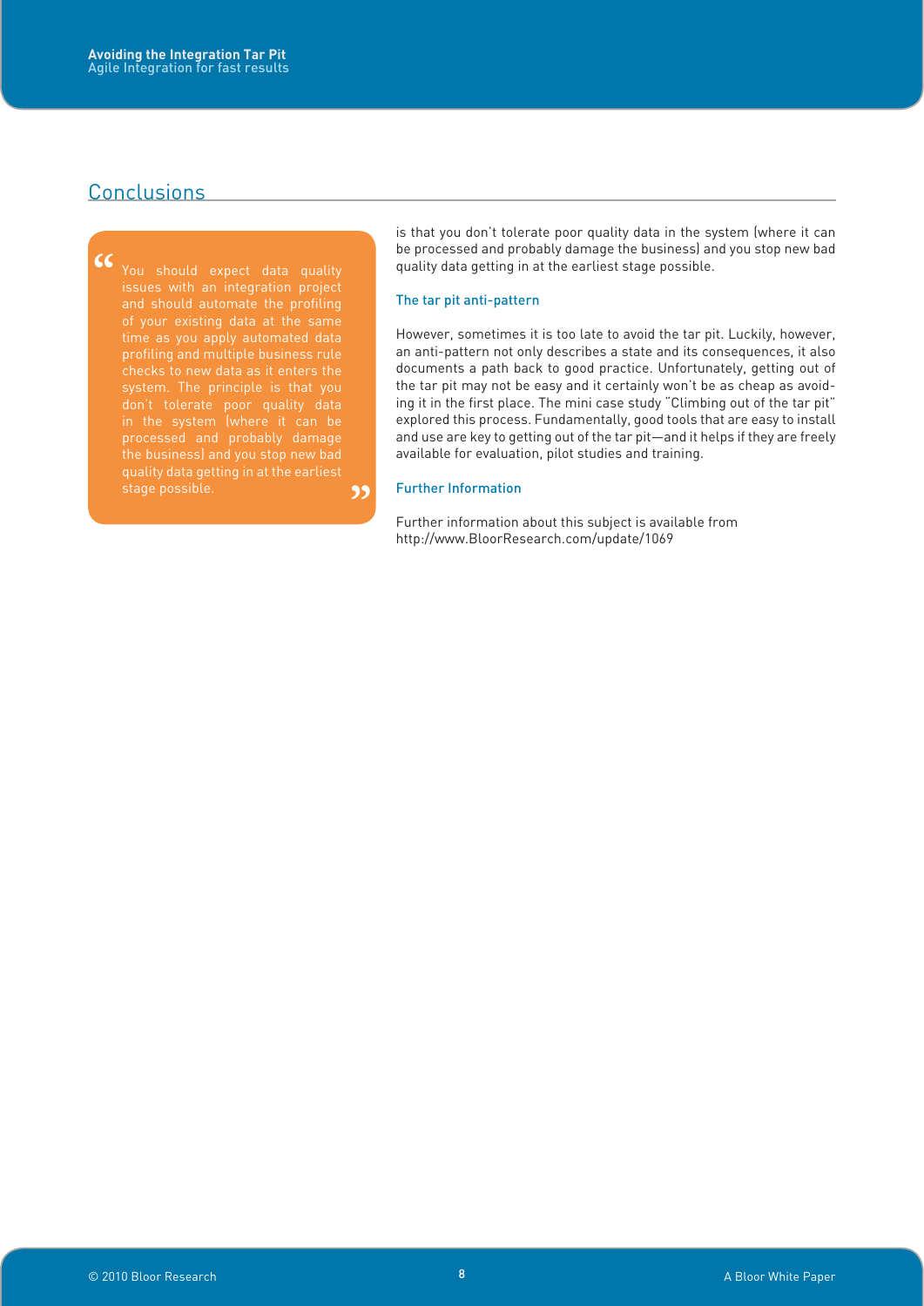## Conclusions

> "You should expect data quality issues with an integration project and should automate the profiling of your existing data at the same time as you apply automated data profiling and multiple business rule checks to new data as it enters the system. The principle is that you don't tolerate poor quality data in the system (where it can be processed and probably damage the business) and you stop new bad quality data getting in at the earliest stage possible."

is that you don't tolerate poor quality data in the system (where it can be processed and probably damage the business) and you stop new bad quality data getting in at the earliest stage possible.

### The tar pit anti-pattern

However, sometimes it is too late to avoid the tar pit. Luckily, however, an anti-pattern not only describes a state and its consequences, it also documents a path back to good practice. Unfortunately, getting out of the tar pit may not be easy and it certainly won't be as cheap as avoiding it in the first place. The mini case study "Climbing out of the tar pit" explored this process. Fundamentally, good tools that are easy to install and use are key to getting out of the tar pit—and it helps if they are freely available for evaluation, pilot studies and training.

### Further Information

Further information about this subject is available from http://www.BloorResearch.com/update/1069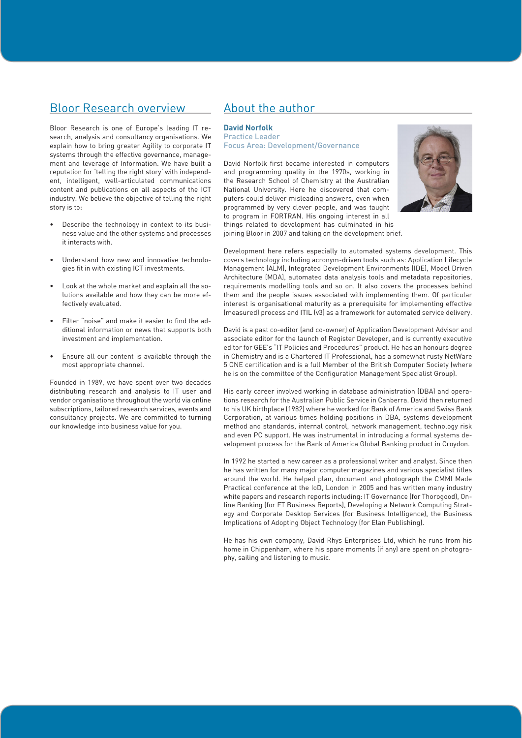## Bloor Research overview

Bloor Research is one of Europe's leading IT research, analysis and consultancy organisations. We explain how to bring greater Agility to corporate IT systems through the effective governance, management and leverage of Information. We have built a reputation for 'telling the right story' with independent, intelligent, well-articulated communications content and publications on all aspects of the ICT industry. We believe the objective of telling the right story is to:

- Describe the technology in context to its business value and the other systems and processes it interacts with.
- Understand how new and innovative technologies fit in with existing ICT investments.
- Look at the whole market and explain all the solutions available and how they can be more effectively evaluated.
- Filter "noise" and make it easier to find the additional information or news that supports both investment and implementation.
- Ensure all our content is available through the most appropriate channel.

Founded in 1989, we have spent over two decades distributing research and analysis to IT user and vendor organisations throughout the world via online subscriptions, tailored research services, events and consultancy projects. We are committed to turning our knowledge into business value for you.

## About the author

**David Norfolk**
Practice Leader
Focus Area: Development/Governance

David Norfolk first became interested in computers and programming quality in the 1970s, working in the Research School of Chemistry at the Australian National University. Here he discovered that computers could deliver misleading answers, even when programmed by very clever people, and was taught to program in FORTRAN. His ongoing interest in all things related to development has culminated in his joining Bloor in 2007 and taking on the development brief.

Development here refers especially to automated systems development. This covers technology including acronym-driven tools such as: Application Lifecycle Management (ALM), Integrated Development Environments (IDE), Model Driven Architecture (MDA), automated data analysis tools and metadata repositories, requirements modelling tools and so on. It also covers the processes behind them and the people issues associated with implementing them. Of particular interest is organisational maturity as a prerequisite for implementing effective (measured) process and ITIL (v3) as a framework for automated service delivery.

David is a past co-editor (and co-owner) of Application Development Advisor and associate editor for the launch of Register Developer, and is currently executive editor for GEE's "IT Policies and Procedures" product. He has an honours degree in Chemistry and is a Chartered IT Professional, has a somewhat rusty NetWare 5 CNE certification and is a full Member of the British Computer Society (where he is on the committee of the Configuration Management Specialist Group).

His early career involved working in database administration (DBA) and operations research for the Australian Public Service in Canberra. David then returned to his UK birthplace (1982) where he worked for Bank of America and Swiss Bank Corporation, at various times holding positions in DBA, systems development method and standards, internal control, network management, technology risk and even PC support. He was instrumental in introducing a formal systems development process for the Bank of America Global Banking product in Croydon.

In 1992 he started a new career as a professional writer and analyst. Since then he has written for many major computer magazines and various specialist titles around the world. He helped plan, document and photograph the CMMI Made Practical conference at the IoD, London in 2005 and has written many industry white papers and research reports including: IT Governance (for Thorogood), Online Banking (for FT Business Reports), Developing a Network Computing Strategy and Corporate Desktop Services (for Business Intelligence), the Business Implications of Adopting Object Technology (for Elan Publishing).

He has his own company, David Rhys Enterprises Ltd, which he runs from his home in Chippenham, where his spare moments (if any) are spent on photography, sailing and listening to music.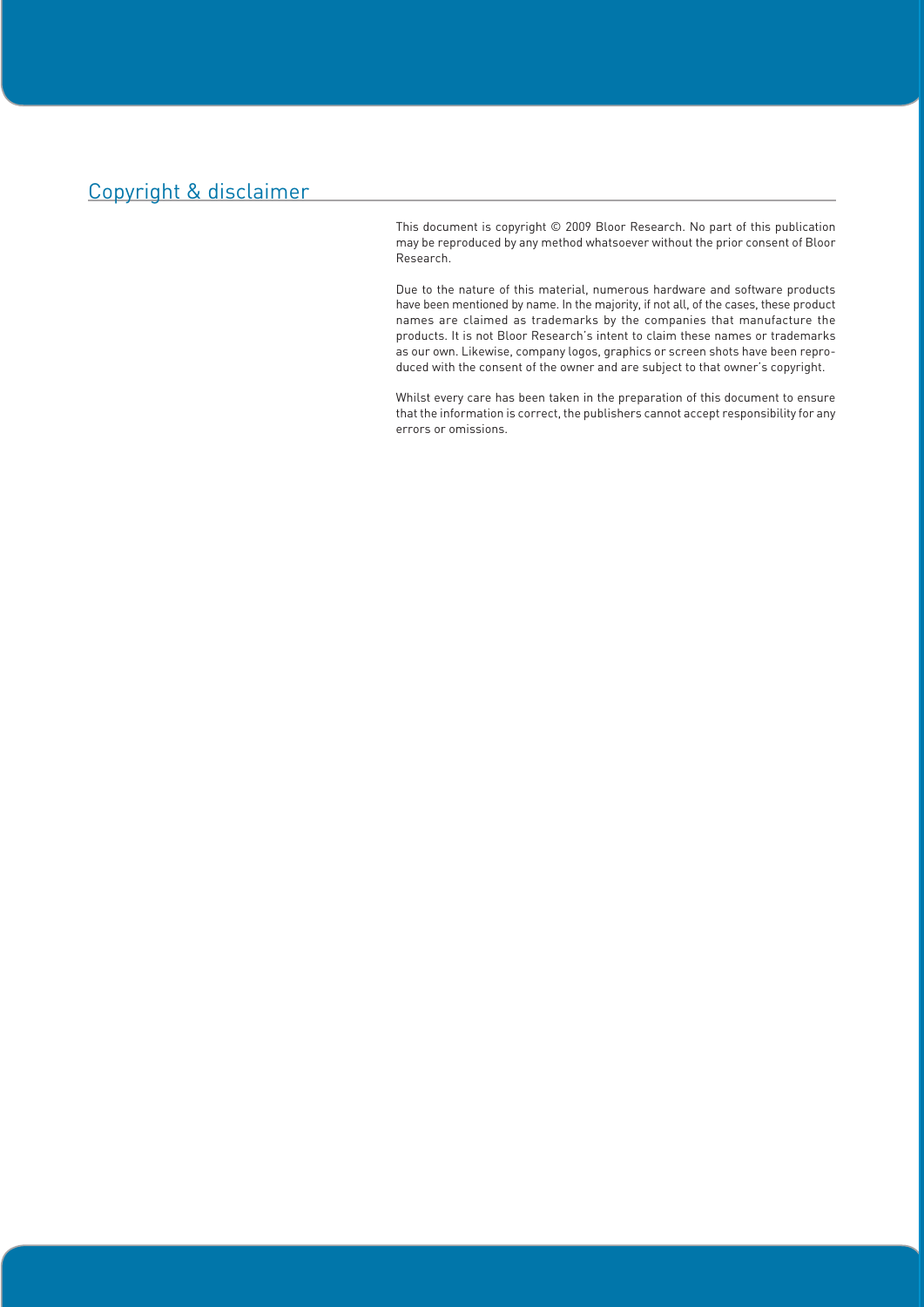## Copyright & disclaimer

This document is copyright © 2009 Bloor Research. No part of this publication may be reproduced by any method whatsoever without the prior consent of Bloor Research.

Due to the nature of this material, numerous hardware and software products have been mentioned by name. In the majority, if not all, of the cases, these product names are claimed as trademarks by the companies that manufacture the products. It is not Bloor Research's intent to claim these names or trademarks as our own. Likewise, company logos, graphics or screen shots have been reproduced with the consent of the owner and are subject to that owner's copyright.

Whilst every care has been taken in the preparation of this document to ensure that the information is correct, the publishers cannot accept responsibility for any errors or omissions.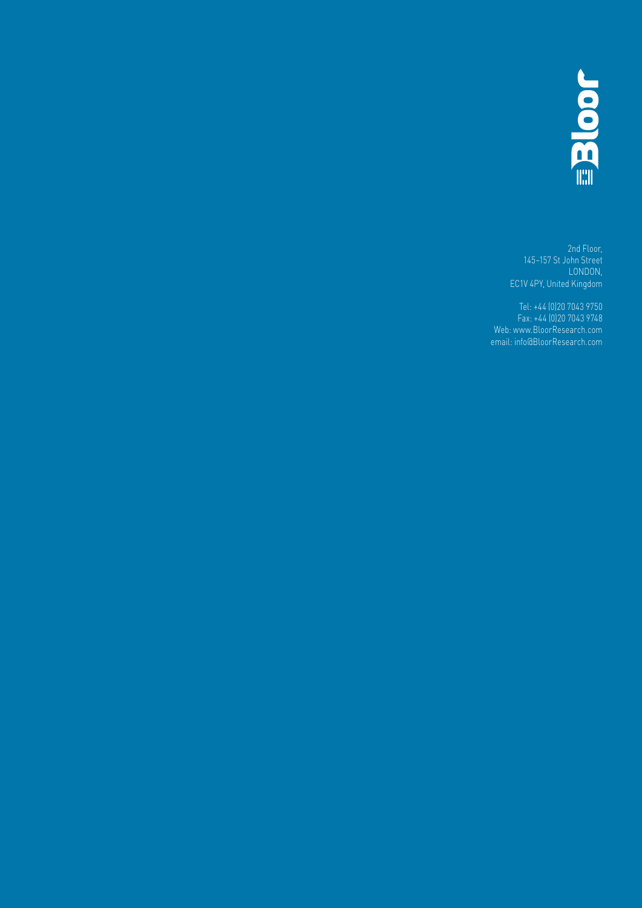Bloor

2nd Floor,
145–157 St John Street
LONDON,
EC1V 4PY, United Kingdom

Tel: +44 (0)20 7043 9750
Fax: +44 (0)20 7043 9748
Web: www.BloorResearch.com
email: info@BloorResearch.com